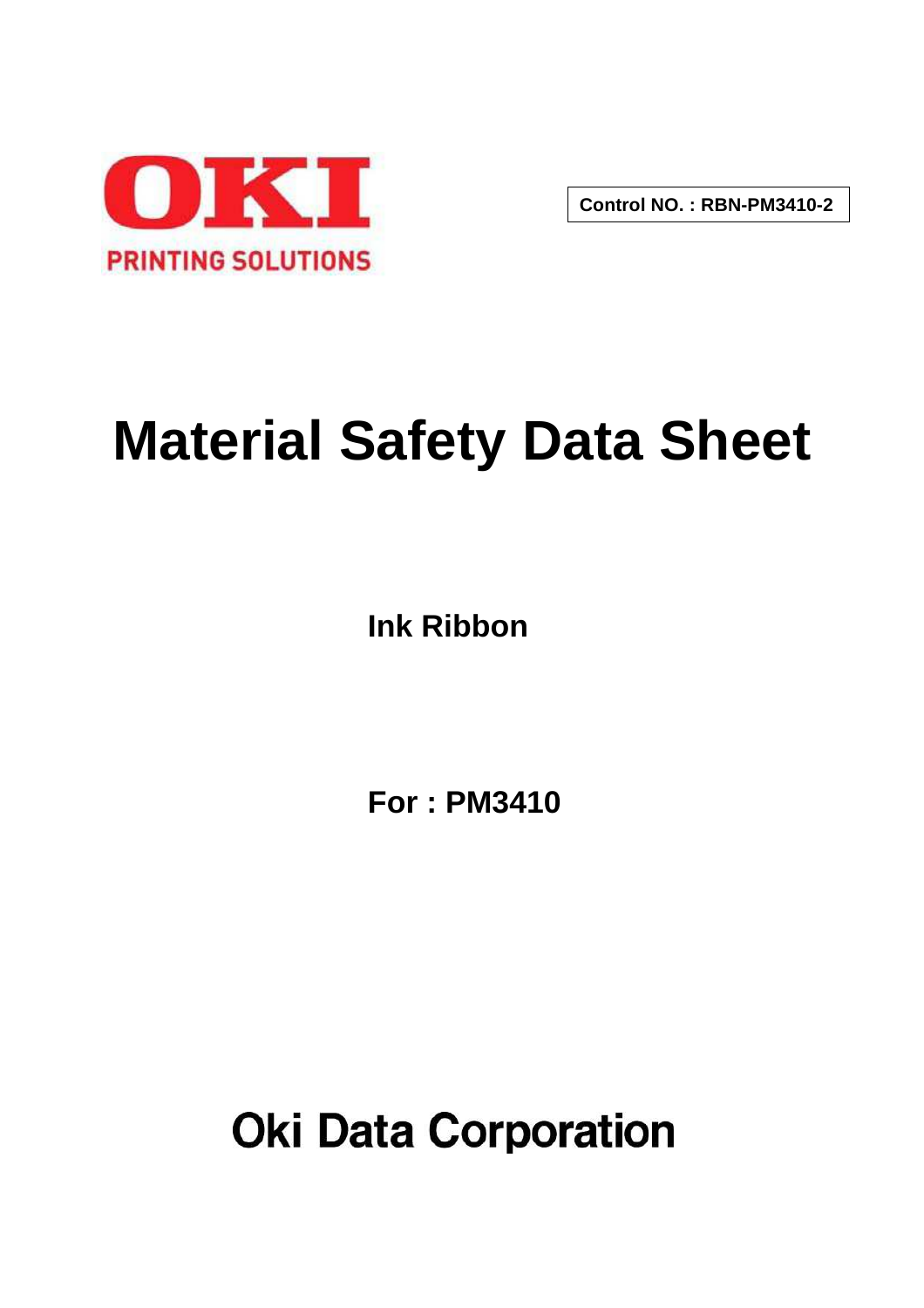OKI

PRINTING SOLUTIONS

Control NO. : RBN-PM3410-2

# Material Safety Data Sheet

**Ink Ribbon**

**For : PM3410**

## Oki Data Corporation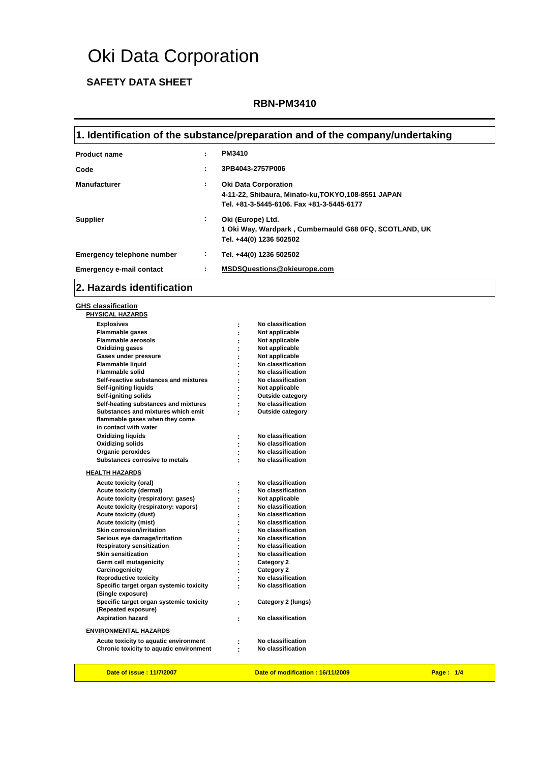# Oki Data Corporation

## SAFETY DATA SHEET

**RBN-PM3410**

## 1. Identification of the substance/preparation and of the company/undertaking

| | | |
|---|---|---|
| **Product name** | : | **PM3410** |
| **Code** | : | **3PB4043-2757P006** |
| **Manufacturer** | : | **Oki Data Corporation**<br>**4-11-22, Shibaura, Minato-ku,TOKYO,108-8551 JAPAN**<br>**Tel. +81-3-5445-6106. Fax +81-3-5445-6177** |
| **Supplier** | : | **Oki (Europe) Ltd.**<br>**1 Oki Way, Wardpark , Cumbernauld G68 0FQ, SCOTLAND, UK**<br>**Tel. +44(0) 1236 502502** |
| **Emergency telephone number** | : | **Tel. +44(0) 1236 502502** |
| **Emergency e-mail contact** | : | **MSDSQuestions@okieurope.com** |

## 2. Hazards identification

**GHS classification**

**PHYSICAL HAZARDS**

| | | |
|---|---|---|
| Explosives | : | No classification |
| Flammable gases | : | Not applicable |
| Flammable aerosols | : | Not applicable |
| Oxidizing gases | : | Not applicable |
| Gases under pressure | : | Not applicable |
| Flammable liquid | : | No classification |
| Flammable solid | : | No classification |
| Self-reactive substances and mixtures | : | No classification |
| Self-igniting liquids | : | Not applicable |
| Self-igniting solids | : | Outside category |
| Self-heating substances and mixtures | : | No classification |
| Substances and mixtures which emit flammable gases when they come in contact with water | : | Outside category |
| Oxidizing liquids | : | No classification |
| Oxidizing solids | : | No classification |
| Organic peroxides | : | No classification |
| Substances corrosive to metals | : | No classification |

**HEALTH HAZARDS**

| | | |
|---|---|---|
| Acute toxicity (oral) | : | No classification |
| Acute toxicity (dermal) | : | No classification |
| Acute toxicity (respiratory: gases) | : | Not applicable |
| Acute toxicity (respiratory: vapors) | : | No classification |
| Acute toxicity (dust) | : | No classification |
| Acute toxicity (mist) | : | No classification |
| Skin corrosion/irritation | : | No classification |
| Serious eye damage/irritation | : | No classification |
| Respiratory sensitization | : | No classification |
| Skin sensitization | : | No classification |
| Germ cell mutagenicity | : | Category 2 |
| Carcinogenicity | : | Category 2 |
| Reproductive toxicity | : | No classification |
| Specific target organ systemic toxicity (Single exposure) | : | No classification |
| Specific target organ systemic toxicity (Repeated exposure) | : | Category 2 (lungs) |
| Aspiration hazard | : | No classification |

**ENVIRONMENTAL HAZARDS**

| | | |
|---|---|---|
| Acute toxicity to aquatic environment | : | No classification |
| Chronic toxicity to aquatic environment | : | No classification |

Date of issue : 11/7/2007 | Date of modification : 16/11/2009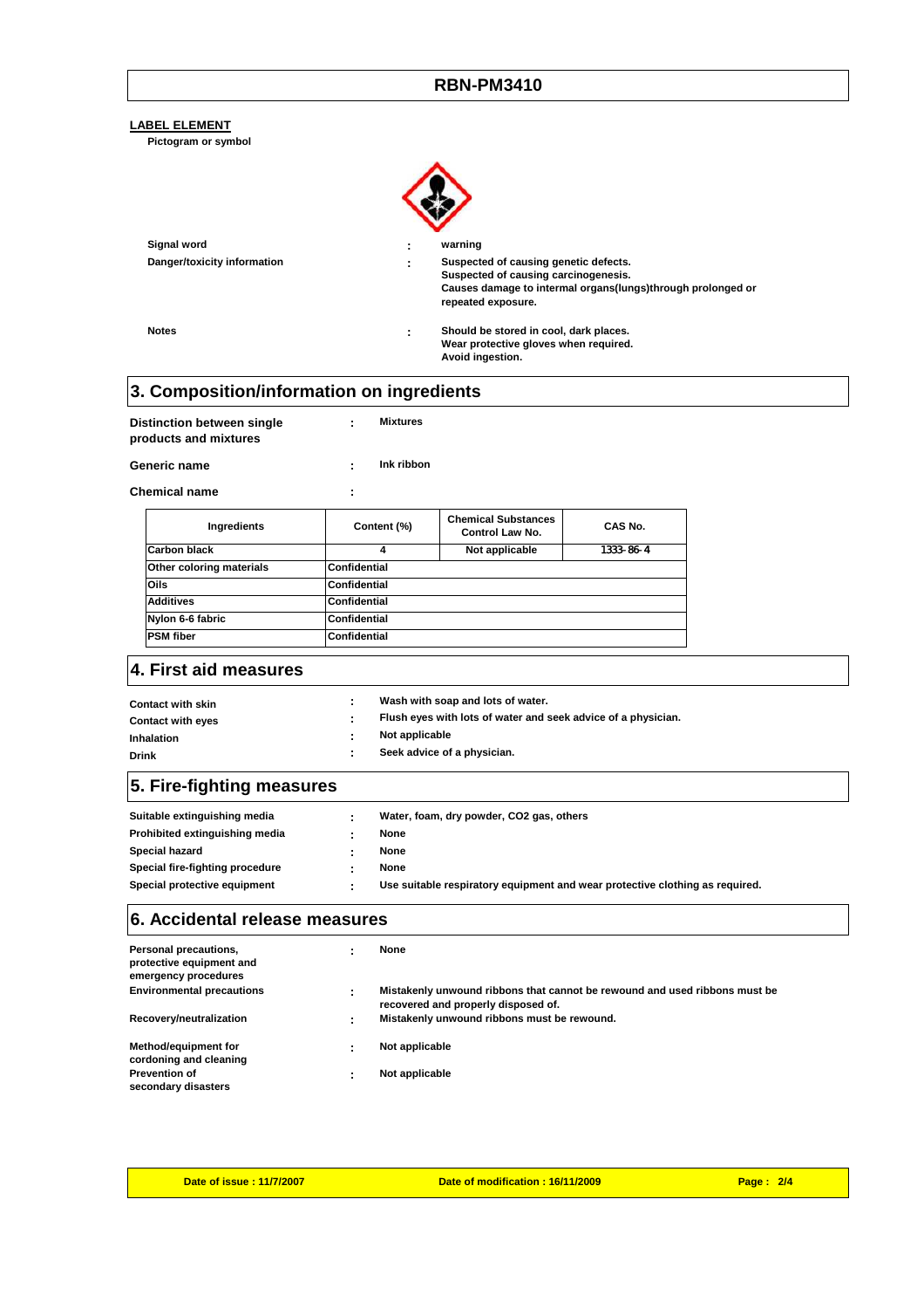# RBN-PM3410

**LABEL ELEMENT**

**Pictogram or symbol**

**Signal word** : warning

**Danger/toxicity information** : Suspected of causing genetic defects.
Suspected of causing carcinogenesis.
Causes damage to intermal organs(lungs)through prolonged or repeated exposure.

**Notes** : Should be stored in cool, dark places.
Wear protective gloves when required.
Avoid ingestion.

## 3. Composition/information on ingredients

**Distinction between single products and mixtures** : Mixtures

**Generic name** : Ink ribbon

**Chemical name** :

| Ingredients | Content (%) | Chemical Substances Control Law No. | CAS No. |
|---|---|---|---|
| Carbon black | 4 | Not applicable | 1333-86-4 |
| Other coloring materials | Confidential | | |
| Oils | Confidential | | |
| Additives | Confidential | | |
| Nylon 6-6 fabric | Confidential | | |
| PSM fiber | Confidential | | |

## 4. First aid measures

**Contact with skin** : Wash with soap and lots of water.

**Contact with eyes** : Flush eyes with lots of water and seek advice of a physician.

**Inhalation** : Not applicable

**Drink** : Seek advice of a physician.

## 5. Fire-fighting measures

**Suitable extinguishing media** : Water, foam, dry powder, $CO_2$ gas, others

**Prohibited extinguishing media** : None

**Special hazard** : None

**Special fire-fighting procedure** : None

**Special protective equipment** : Use suitable respiratory equipment and wear protective clothing as required.

## 6. Accidental release measures

**Personal precautions, protective equipment and emergency procedures** : None

**Environmental precautions** : Mistakenly unwound ribbons that cannot be rewound and used ribbons must be recovered and properly disposed of.

**Recovery/neutralization** : Mistakenly unwound ribbons must be rewound.

**Method/equipment for cordoning and cleaning** : Not applicable

**Prevention of secondary disasters** : Not applicable

Date of issue : 11/7/2007 | Date of modification : 16/11/2009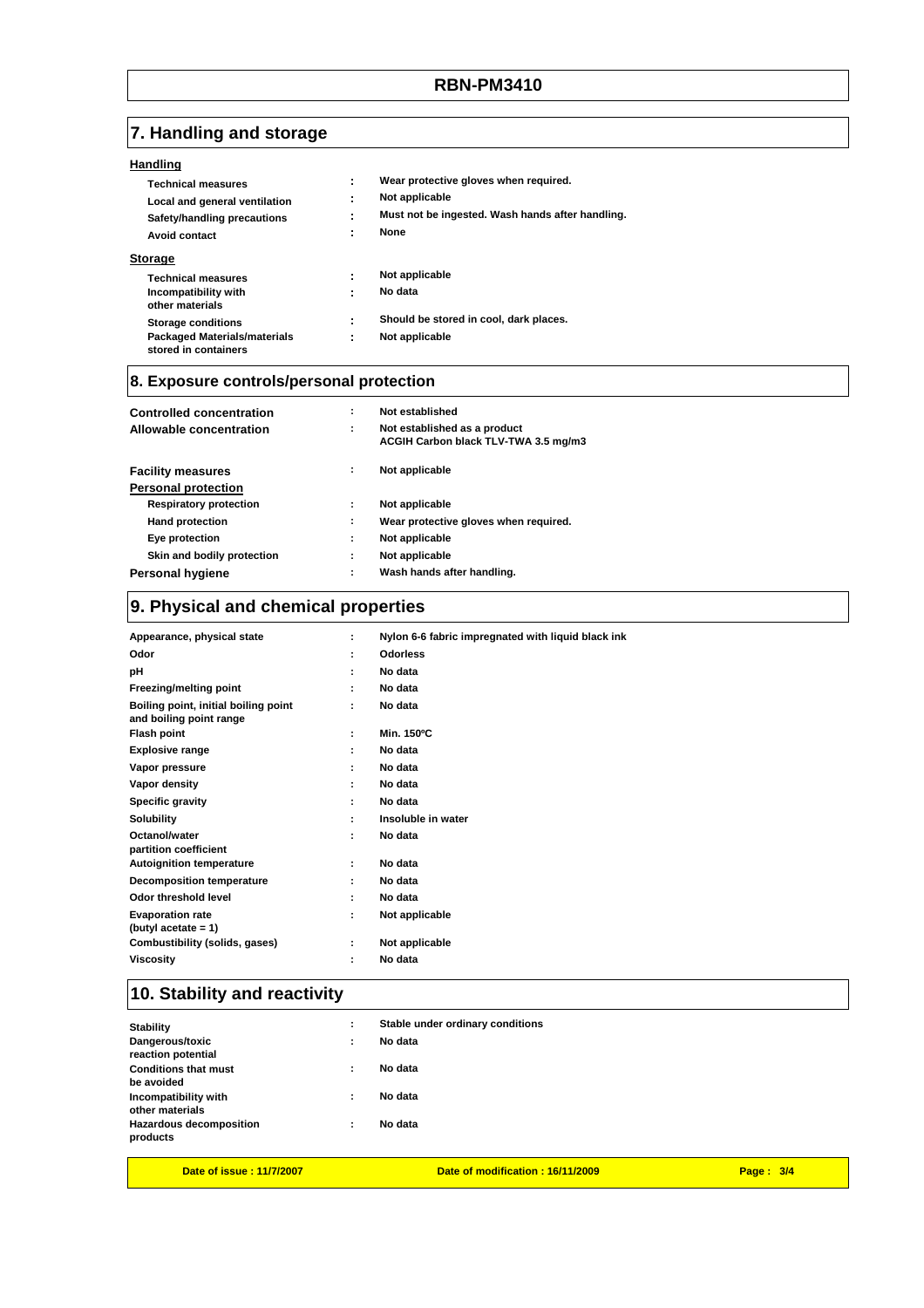## 7. Handling and storage

### Handling

| | | |
|---|---|---|
| **Technical measures** | : | **Wear protective gloves when required.** |
| **Local and general ventilation** | : | **Not applicable** |
| **Safety/handling precautions** | : | **Must not be ingested. Wash hands after handling.** |
| **Avoid contact** | : | **None** |

### Storage

| | | |
|---|---|---|
| **Technical measures** | : | **Not applicable** |
| **Incompatibility with other materials** | : | **No data** |
| **Storage conditions** | : | **Should be stored in cool, dark places.** |
| **Packaged Materials/materials stored in containers** | : | **Not applicable** |

## 8. Exposure controls/personal protection

| | | |
|---|---|---|
| **Controlled concentration** | : | **Not established** |
| **Allowable concentration** | : | **Not established as a product**<br>**ACGIH Carbon black TLV-TWA 3.5 mg/m3** |
| **Facility measures** | : | **Not applicable** |

### Personal protection

| | | |
|---|---|---|
| **Respiratory protection** | : | **Not applicable** |
| **Hand protection** | : | **Wear protective gloves when required.** |
| **Eye protection** | : | **Not applicable** |
| **Skin and bodily protection** | : | **Not applicable** |
| **Personal hygiene** | : | **Wash hands after handling.** |

## 9. Physical and chemical properties

| | | |
|---|---|---|
| **Appearance, physical state** | : | **Nylon 6-6 fabric impregnated with liquid black ink** |
| **Odor** | : | **Odorless** |
| **pH** | : | **No data** |
| **Freezing/melting point** | : | **No data** |
| **Boiling point, initial boiling point and boiling point range** | : | **No data** |
| **Flash point** | : | **Min. 150ºC** |
| **Explosive range** | : | **No data** |
| **Vapor pressure** | : | **No data** |
| **Vapor density** | : | **No data** |
| **Specific gravity** | : | **No data** |
| **Solubility** | : | **Insoluble in water** |
| **Octanol/water partition coefficient** | : | **No data** |
| **Autoignition temperature** | : | **No data** |
| **Decomposition temperature** | : | **No data** |
| **Odor threshold level** | : | **No data** |
| **Evaporation rate (butyl acetate = 1)** | : | **Not applicable** |
| **Combustibility (solids, gases)** | : | **Not applicable** |
| **Viscosity** | : | **No data** |

## 10. Stability and reactivity

| | | |
|---|---|---|
| **Stability** | : | **Stable under ordinary conditions** |
| **Dangerous/toxic reaction potential** | : | **No data** |
| **Conditions that must be avoided** | : | **No data** |
| **Incompatibility with other materials** | : | **No data** |
| **Hazardous decomposition products** | : | **No data** |

**Date of issue : 11/7/2007** **Date of modification : 16/11/2009**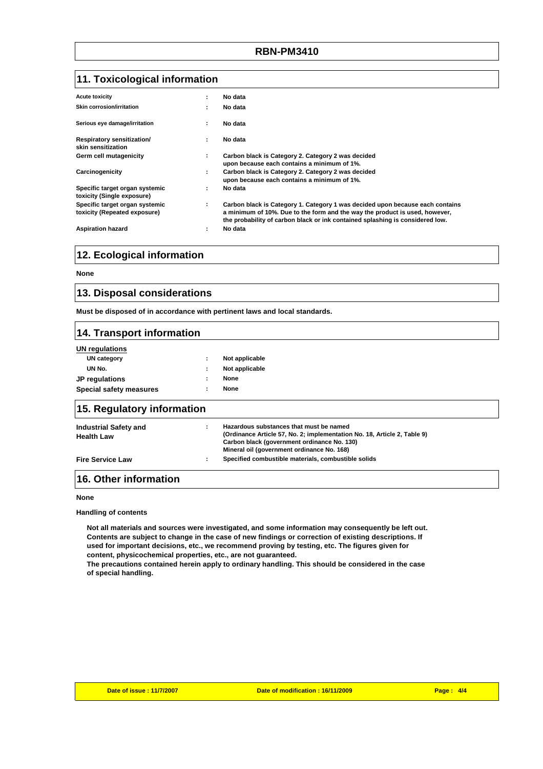## 11. Toxicological information

| | | |
|---|---|---|
| **Acute toxicity** | : | **No data** |
| **Skin corrosion/irritation** | : | **No data** |
| **Serious eye damage/irritation** | : | **No data** |
| **Respiratory sensitization/ skin sensitization** | : | **No data** |
| **Germ cell mutagenicity** | : | **Carbon black is Category 2. Category 2 was decided upon because each contains a minimum of 1%.** |
| **Carcinogenicity** | : | **Carbon black is Category 2. Category 2 was decided upon because each contains a minimum of 1%.** |
| **Specific target organ systemic toxicity (Single exposure)** | : | **No data** |
| **Specific target organ systemic toxicity (Repeated exposure)** | : | **Carbon black is Category 1. Category 1 was decided upon because each contains a minimum of 10%. Due to the form and the way the product is used, however, the probability of carbon black or ink contained splashing is considered low.** |
| **Aspiration hazard** | : | **No data** |

## 12. Ecological information

**None**

## 13. Disposal considerations

**Must be disposed of in accordance with pertinent laws and local standards.**

## 14. Transport information

**UN regulations**

| | | |
|---|---|---|
| **UN category** | : | **Not applicable** |
| **UN No.** | : | **Not applicable** |
| **JP regulations** | : | **None** |
| **Special safety measures** | : | **None** |

## 15. Regulatory information

| | | |
|---|---|---|
| **Industrial Safety and Health Law** | : | **Hazardous substances that must be named (Ordinance Article 57, No. 2; implementation No. 18, Article 2, Table 9) Carbon black (government ordinance No. 130) Mineral oil (government ordinance No. 168)** |
| **Fire Service Law** | : | **Specified combustible materials, combustible solids** |

## 16. Other information

**None**

**Handling of contents**

**Not all materials and sources were investigated, and some information may consequently be left out. Contents are subject to change in the case of new findings or correction of existing descriptions. If used for important decisions, etc., we recommend proving by testing, etc. The figures given for content, physicochemical properties, etc., are not guaranteed.**
**The precautions contained herein apply to ordinary handling. This should be considered in the case of special handling.**

**Date of issue : 11/7/2007** **Date of modification : 16/11/2009**